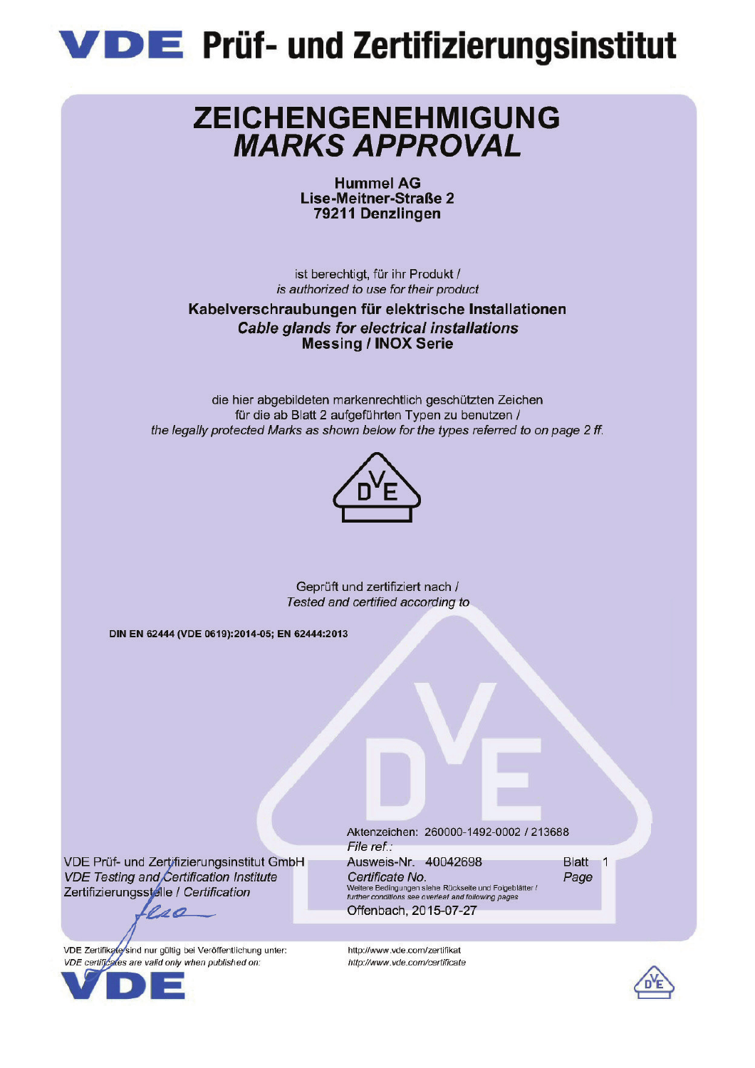# VDE Prüf- und Zertifizierungsinstitut

## ZEICHENGENEHMIGUNG
## *MARKS APPROVAL*

**Hummel AG**
**Lise-Meitner-Straße 2**
**79211 Denzlingen**

ist berechtigt, für ihr Produkt /
*is authorized to use for their product*

**Kabelverschraubungen für elektrische Installationen**
***Cable glands for electrical installations***
**Messing / INOX Serie**

die hier abgebildeten markenrechtlich geschützten Zeichen
für die ab Blatt 2 aufgeführten Typen zu benutzen /
*the legally protected Marks as shown below for the types referred to on page 2 ff.*

Geprüft und zertifiziert nach /
*Tested and certified according to*

**DIN EN 62444 (VDE 0619):2014-05; EN 62444:2013**

VDE Prüf- und Zertifizierungsinstitut GmbH
*VDE Testing and Certification Institute*
Zertifizierungsstelle / *Certification*

Aktenzeichen: 260000-1492-0002 / 213688
*File ref.:*
Ausweis-Nr. 40042698
*Certificate No.*
Blatt 1
*Page*

Weitere Bedingungen siehe Rückseite und Folgeblätter /
*further conditions see overleaf and following pages*

Offenbach, 2015-07-27

VDE Zertifikate sind nur gültig bei Veröffentlichung unter: http://www.vde.com/zertifikat
*VDE certificates are valid only when published on: http://www.vde.com/certificate*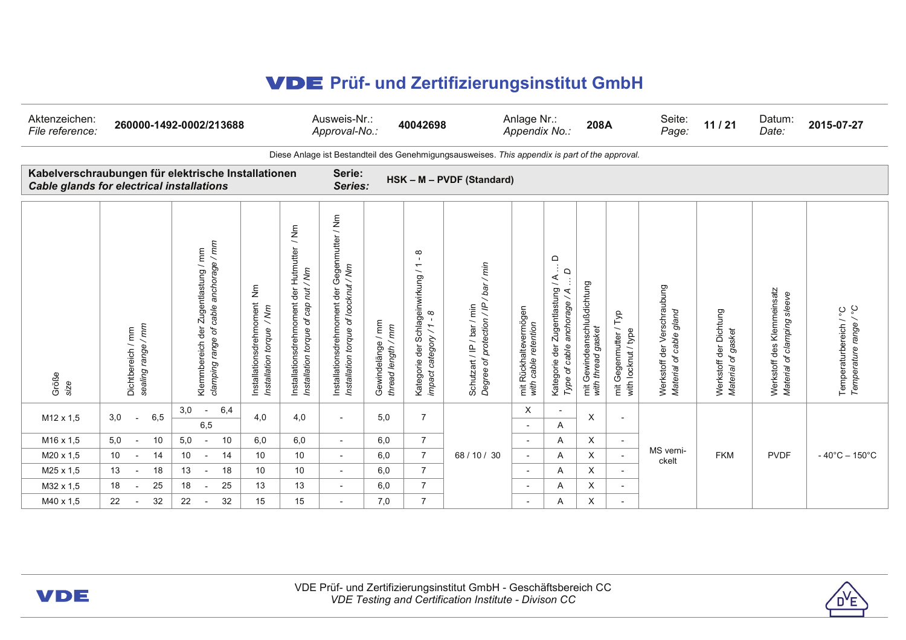# VDE Prüf- und Zertifizierungsinstitut GmbH

| Aktenzeichen: *File reference:* | 260000-1492-0002/213688 | Ausweis-Nr.: *Approval-No.:* | 40042698 | Anlage Nr.: *Appendix No.:* | 208A | Seite: *Page:* | 11 / 21 | Datum: *Date:* | 2015-07-27 |
|---|---|---|---|---|---|---|---|---|---|

Diese Anlage ist Bestandteil des Genehmigungsausweises. *This appendix is part of the approval.*

**Kabelverschraubungen für elektrische Installationen** **Serie:** **HSK – M – PVDF (Standard)**
***Cable glands for electrical installations*** ***Series:***

| Größe *size* | Dichtbereich / mm *sealing range / mm* | Klemmbereich der Zugentlastung / mm *clamping range of cable anchorage / mm* | Installationsdrehmoment Nm *Installation torque / Nm* | Installationsdrehmoment der Hutmutter / Nm *Installation torque of cap nut / Nm* | Installationsdrehmoment der Gegenmutter / Nm *Installation torque of locknut / Nm* | Gewindelänge / mm *thread length / mm* | Kategorie der Schlageinwirkung / 1 - 8 *impact category / 1 - 8* | Schutzart / IP / bar / min *Degree of protection / IP / bar / min* | mit Rückhaltevermögen *with cable retention* | Kategorie der Zugentlastung / A … D *Type of cable anchorage / A … D* | mit Gewindeanschlußdichtung *with thread gasket* | mit Gegenmutter / Typ *with locknut / type* | Werkstoff der Verschraubung *Material of cable gland* | Werkstoff der Dichtung *Material of gasket* | Werkstoff des Klemmeinsatz *Material of clamping sleeve* | Temperaturbereich / °C *Temperature range / °C* |
|---|---|---|---|---|---|---|---|---|---|---|---|---|---|---|---|---|
| M12 x 1,5 | 3,0 - 6,5 | 3,0 - 6,4 | 4,0 | 4,0 | - | 5,0 | 7 | 68 / 10 / 30 | X | - | X | - | MS vernickelt | FKM | PVDF | - 40°C – 150°C |
| | | 6,5 | | | | | | | - | A | | | | | | |
| M16 x 1,5 | 5,0 - 10 | 5,0 - 10 | 6,0 | 6,0 | - | 6,0 | 7 | | - | A | X | - | | | | |
| M20 x 1,5 | 10 - 14 | 10 - 14 | 10 | 10 | - | 6,0 | 7 | | - | A | X | - | | | | |
| M25 x 1,5 | 13 - 18 | 13 - 18 | 10 | 10 | - | 6,0 | 7 | | - | A | X | - | | | | |
| M32 x 1,5 | 18 - 25 | 18 - 25 | 13 | 13 | - | 6,0 | 7 | | - | A | X | - | | | | |
| M40 x 1,5 | 22 - 32 | 22 - 32 | 15 | 15 | - | 7,0 | 7 | | - | A | X | - | | | | |

VDE Prüf- und Zertifizierungsinstitut GmbH - Geschäftsbereich CC
*VDE Testing and Certification Institute - Divison CC*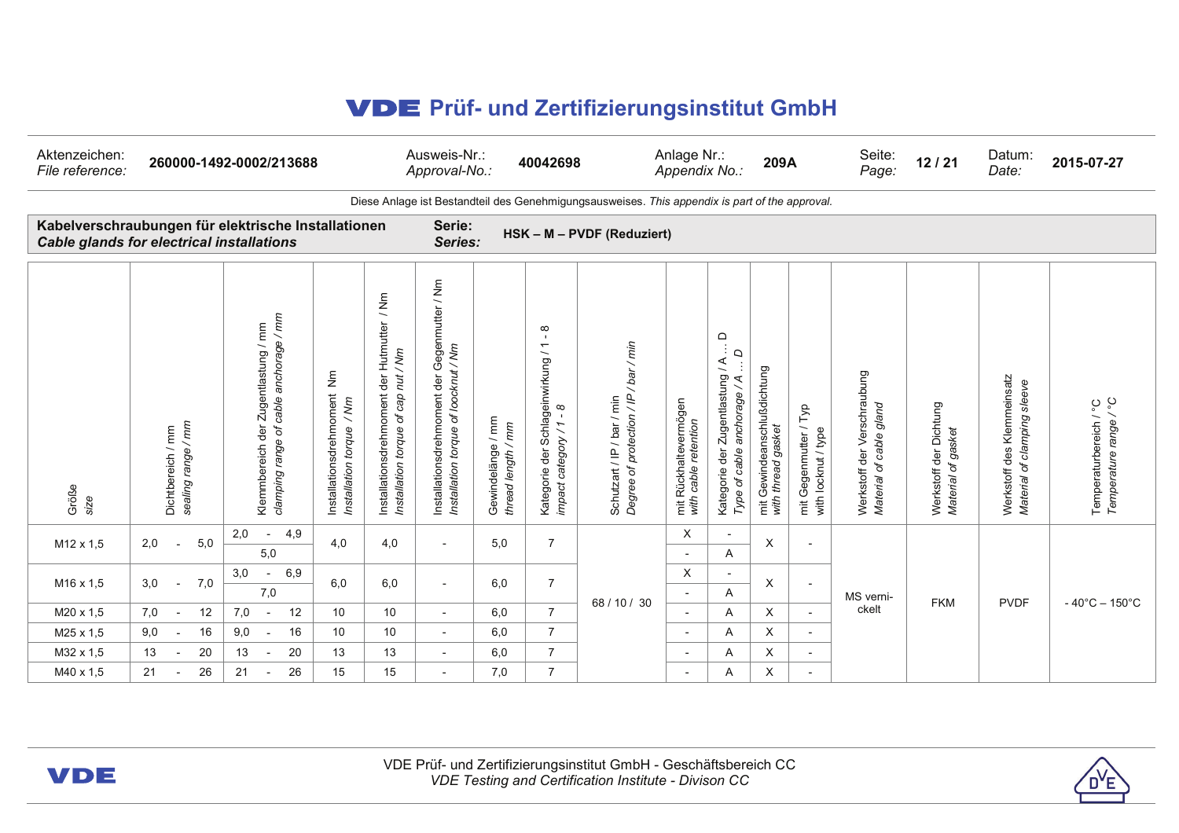# VDE Prüf- und Zertifizierungsinstitut GmbH

| Aktenzeichen: *File reference:* | 260000-1492-0002/213688 | Ausweis-Nr.: *Approval-No.:* | 40042698 | Anlage Nr.: *Appendix No.:* | 209A | Seite: *Page:* | 12 / 21 | Datum: *Date:* | 2015-07-27 |
|---|---|---|---|---|---|---|---|---|---|

Diese Anlage ist Bestandteil des Genehmigungsausweises. *This appendix is part of the approval.*

**Kabelverschraubungen für elektrische Installationen**
***Cable glands for electrical installations***

**Serie:** ***Series:*** **HSK – M – PVDF (Reduziert)**

| Größe *size* | Dichtbereich / mm *sealing range / mm* | Klemmbereich der Zugentlastung / mm *clamping range of cable anchorage / mm* | Installationsdrehmoment Nm *Installation torque / Nm* | Installationsdrehmoment der Hutmutter / Nm *Installation torque of cap nut / Nm* | Installationsdrehmoment der Gegenmutter / Nm *Installation torque of locknut / Nm* | Gewindelänge / mm *thread length / mm* | Kategorie der Schlageinwirkung / 1 - 8 *impact category / 1 - 8* | Schutzart / IP / bar / min *Degree of protection / IP / bar / min* | mit Rückhaltevermögen *with cable retention* | Kategorie der Zugentlastung / A … D *Type of cable anchorage / A … D* | mit Gewindeanschlußdichtung *with thread gasket* | mit Gegenmutter / Typ *with locknut / type* | Werkstoff der Verschraubung *Material of cable gland* | Werkstoff der Dichtung *Material of gasket* | Werkstoff des Klemmeinsatz *Material of clamping sleeve* | Temperaturbereich / °C *Temperature range / °C* |
|---|---|---|---|---|---|---|---|---|---|---|---|---|---|---|---|---|
| M12 x 1,5 | 2,0 - 5,0 | 2,0 - 4,9 | 4,0 | 4,0 | - | 5,0 | 7 | 68 / 10 / 30 | X | - | X | - | MS vernickelt | FKM | PVDF | - 40°C – 150°C |
| | | 5,0 | | | | | | | - | A | | | | | | |
| M16 x 1,5 | 3,0 - 7,0 | 3,0 - 6,9 | 6,0 | 6,0 | - | 6,0 | 7 | | X | - | X | - | | | | |
| | | 7,0 | | | | | | | - | A | | | | | | |
| M20 x 1,5 | 7,0 - 12 | 7,0 - 12 | 10 | 10 | - | 6,0 | 7 | | - | A | X | - | | | | |
| M25 x 1,5 | 9,0 - 16 | 9,0 - 16 | 10 | 10 | - | 6,0 | 7 | | - | A | X | - | | | | |
| M32 x 1,5 | 13 - 20 | 13 - 20 | 13 | 13 | - | 6,0 | 7 | | - | A | X | - | | | | |
| M40 x 1,5 | 21 - 26 | 21 - 26 | 15 | 15 | - | 7,0 | 7 | | - | A | X | - | | | | |

VDE Prüf- und Zertifizierungsinstitut GmbH - Geschäftsbereich CC
*VDE Testing and Certification Institute - Divison CC*